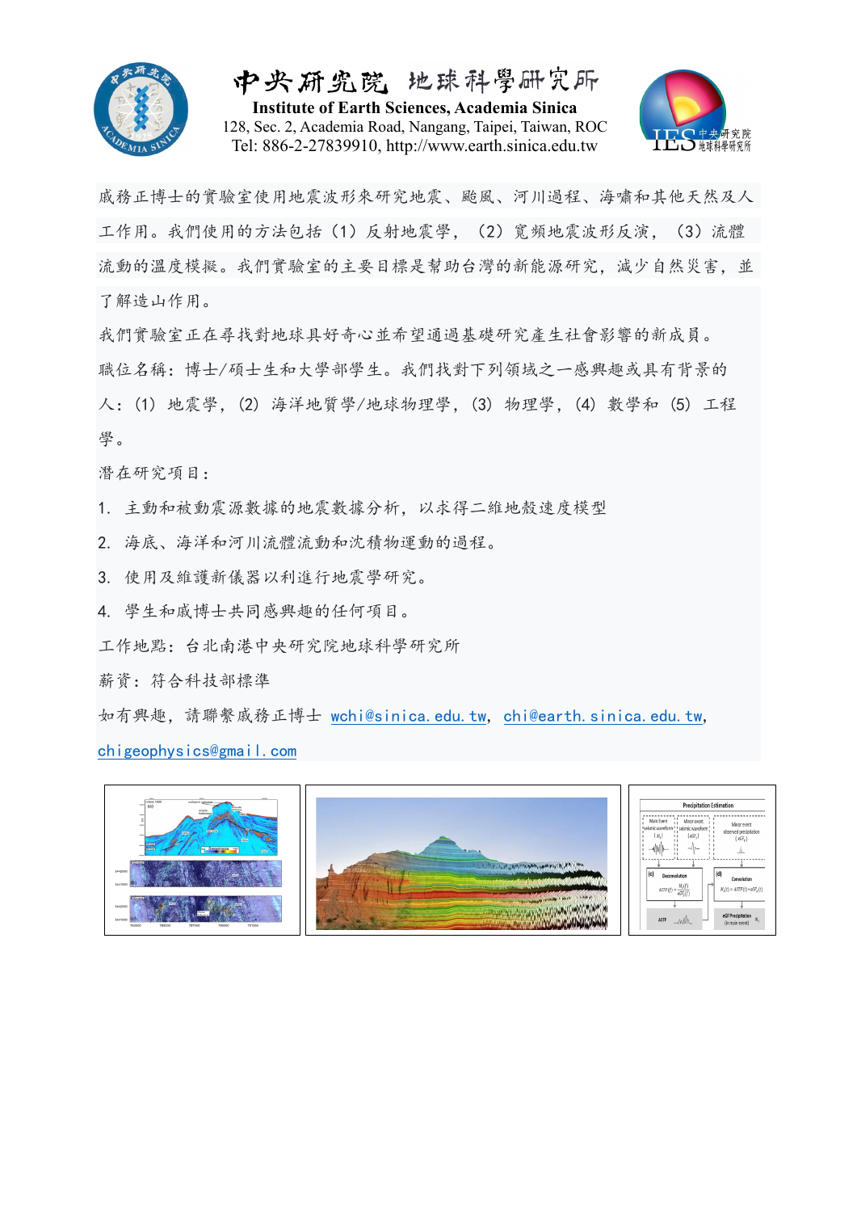# 中央研究院 地球科學研究所

**Institute of Earth Sciences, Academia Sinica**
128, Sec. 2, Academia Road, Nangang, Taipei, Taiwan, ROC
Tel: 886-2-27839910, http://www.earth.sinica.edu.tw

戚務正博士的實驗室使用地震波形來研究地震、颱風、河川過程、海嘯和其他天然及人工作用。我們使用的方法包括（1）反射地震學，（2）寬頻地震波形反演，（3）流體流動的溫度模擬。我們實驗室的主要目標是幫助台灣的新能源研究，減少自然災害，並了解造山作用。

我們實驗室正在尋找對地球具好奇心並希望通過基礎研究產生社會影響的新成員。

職位名稱：博士/碩士生和大學部學生。我們找對下列領域之一感興趣或具有背景的人：(1) 地震學，(2) 海洋地質學/地球物理學，(3) 物理學，(4) 數學和 (5) 工程學。

潛在研究項目：

1. 主動和被動震源數據的地震數據分析，以求得二維地殼速度模型
2. 海底、海洋和河川流體流動和沈積物運動的過程。
3. 使用及維護新儀器以利進行地震學研究。
4. 學生和戚博士共同感興趣的任何項目。

工作地點：台北南港中央研究院地球科學研究所

薪資：符合科技部標準

如有興趣，請聯繫戚務正博士 wchi@sinica.edu.tw, chi@earth.sinica.edu.tw, chigeophysics@gmail.com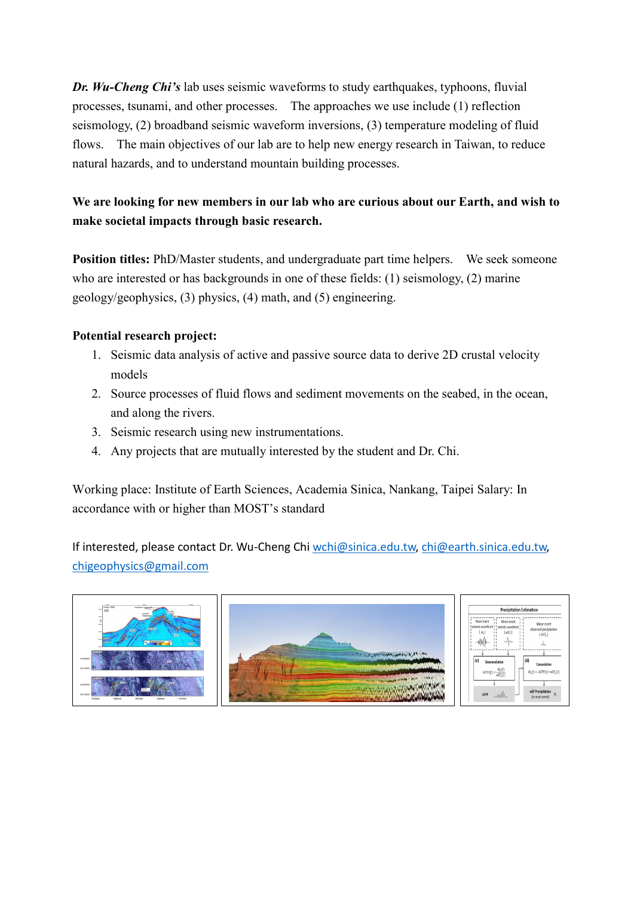***Dr. Wu-Cheng Chi's*** lab uses seismic waveforms to study earthquakes, typhoons, fluvial processes, tsunami, and other processes. The approaches we use include (1) reflection seismology, (2) broadband seismic waveform inversions, (3) temperature modeling of fluid flows. The main objectives of our lab are to help new energy research in Taiwan, to reduce natural hazards, and to understand mountain building processes.

**We are looking for new members in our lab who are curious about our Earth, and wish to make societal impacts through basic research.**

**Position titles:** PhD/Master students, and undergraduate part time helpers. We seek someone who are interested or has backgrounds in one of these fields: (1) seismology, (2) marine geology/geophysics, (3) physics, (4) math, and (5) engineering.

**Potential research project:**

1. Seismic data analysis of active and passive source data to derive 2D crustal velocity models
2. Source processes of fluid flows and sediment movements on the seabed, in the ocean, and along the rivers.
3. Seismic research using new instrumentations.
4. Any projects that are mutually interested by the student and Dr. Chi.

Working place: Institute of Earth Sciences, Academia Sinica, Nankang, Taipei Salary: In accordance with or higher than MOST's standard

If interested, please contact Dr. Wu-Cheng Chi wchi@sinica.edu.tw, chi@earth.sinica.edu.tw, chigeophysics@gmail.com